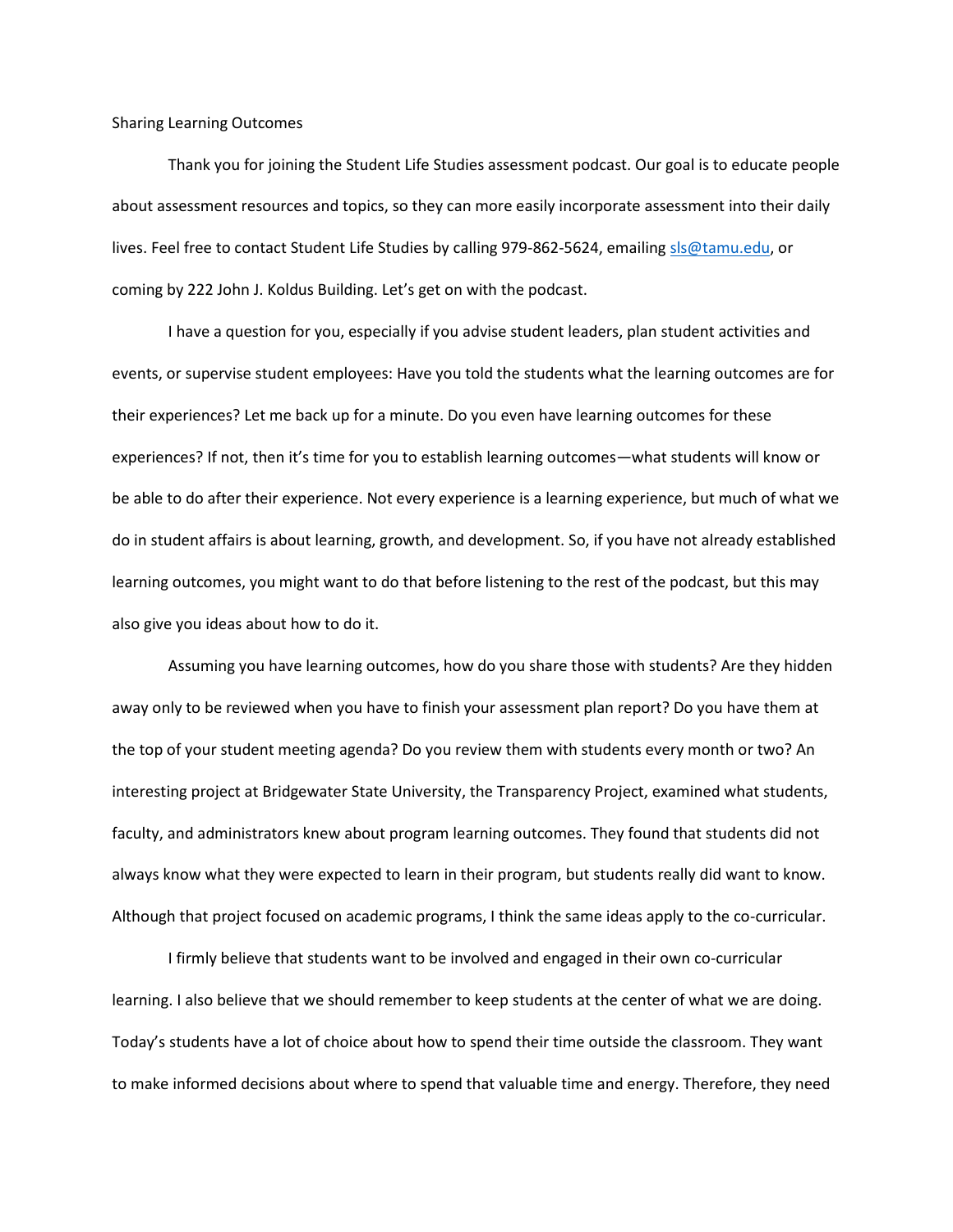Sharing Learning Outcomes

Thank you for joining the Student Life Studies assessment podcast. Our goal is to educate people about assessment resources and topics, so they can more easily incorporate assessment into their daily lives. Feel free to contact Student Life Studies by calling 979-862-5624, emailing [sls@tamu.edu](mailto:sls@tamu.edu), or coming by 222 John J. Koldus Building. Let's get on with the podcast.

I have a question for you, especially if you advise student leaders, plan student activities and events, or supervise student employees: Have you told the students what the learning outcomes are for their experiences? Let me back up for a minute. Do you even have learning outcomes for these experiences? If not, then it's time for you to establish learning outcomes—what students will know or be able to do after their experience. Not every experience is a learning experience, but much of what we do in student affairs is about learning, growth, and development. So, if you have not already established learning outcomes, you might want to do that before listening to the rest of the podcast, but this may also give you ideas about how to do it.

Assuming you have learning outcomes, how do you share those with students? Are they hidden away only to be reviewed when you have to finish your assessment plan report? Do you have them at the top of your student meeting agenda? Do you review them with students every month or two? An interesting project at Bridgewater State University, the Transparency Project, examined what students, faculty, and administrators knew about program learning outcomes. They found that students did not always know what they were expected to learn in their program, but students really did want to know. Although that project focused on academic programs, I think the same ideas apply to the co-curricular.

I firmly believe that students want to be involved and engaged in their own co-curricular learning. I also believe that we should remember to keep students at the center of what we are doing. Today's students have a lot of choice about how to spend their time outside the classroom. They want to make informed decisions about where to spend that valuable time and energy. Therefore, they need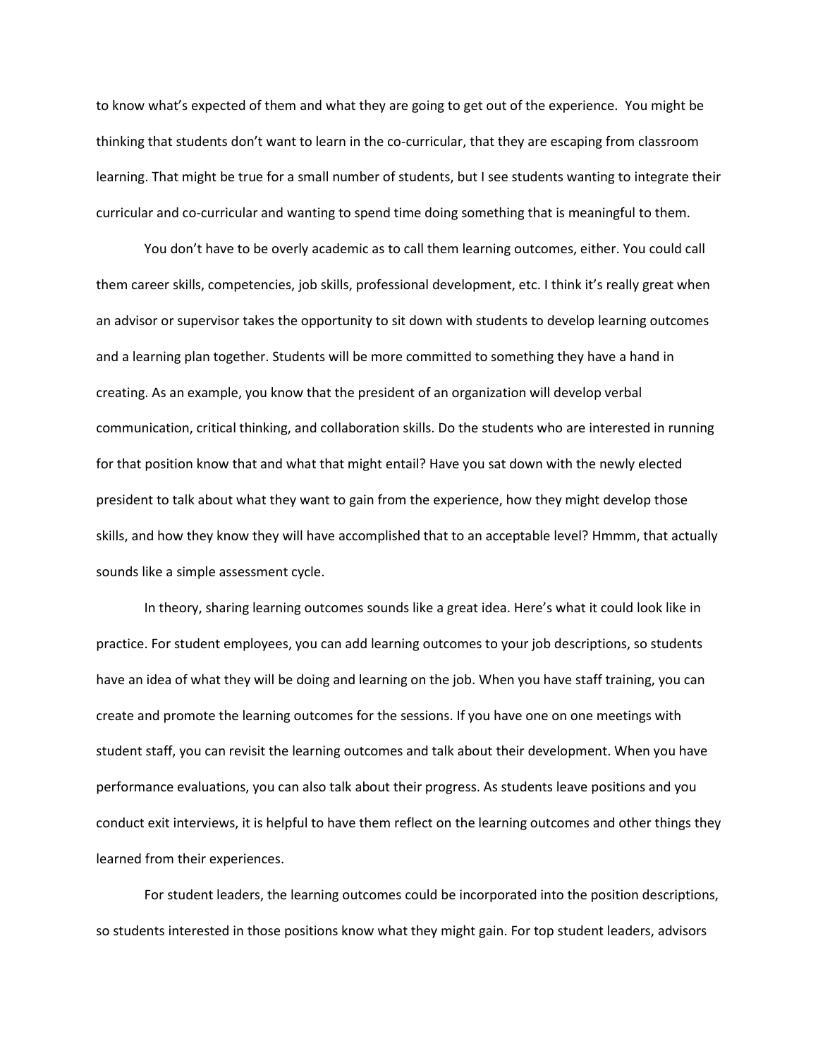to know what's expected of them and what they are going to get out of the experience. You might be thinking that students don't want to learn in the co-curricular, that they are escaping from classroom learning. That might be true for a small number of students, but I see students wanting to integrate their curricular and co-curricular and wanting to spend time doing something that is meaningful to them.

You don't have to be overly academic as to call them learning outcomes, either. You could call them career skills, competencies, job skills, professional development, etc. I think it's really great when an advisor or supervisor takes the opportunity to sit down with students to develop learning outcomes and a learning plan together. Students will be more committed to something they have a hand in creating. As an example, you know that the president of an organization will develop verbal communication, critical thinking, and collaboration skills. Do the students who are interested in running for that position know that and what that might entail? Have you sat down with the newly elected president to talk about what they want to gain from the experience, how they might develop those skills, and how they know they will have accomplished that to an acceptable level? Hmmm, that actually sounds like a simple assessment cycle.

In theory, sharing learning outcomes sounds like a great idea. Here's what it could look like in practice. For student employees, you can add learning outcomes to your job descriptions, so students have an idea of what they will be doing and learning on the job. When you have staff training, you can create and promote the learning outcomes for the sessions. If you have one on one meetings with student staff, you can revisit the learning outcomes and talk about their development. When you have performance evaluations, you can also talk about their progress. As students leave positions and you conduct exit interviews, it is helpful to have them reflect on the learning outcomes and other things they learned from their experiences.

For student leaders, the learning outcomes could be incorporated into the position descriptions, so students interested in those positions know what they might gain. For top student leaders, advisors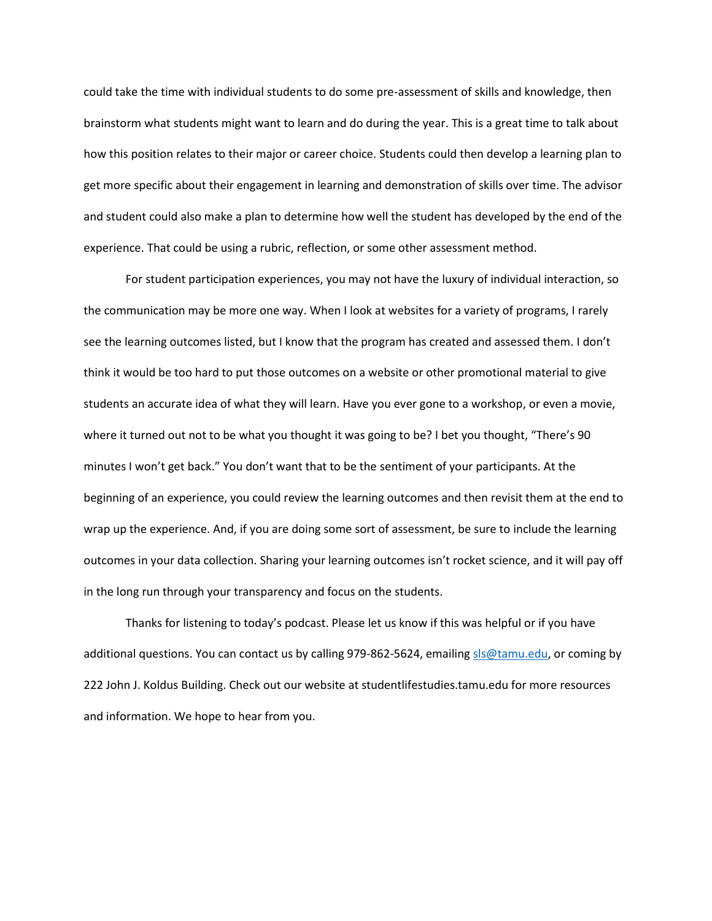could take the time with individual students to do some pre-assessment of skills and knowledge, then brainstorm what students might want to learn and do during the year. This is a great time to talk about how this position relates to their major or career choice. Students could then develop a learning plan to get more specific about their engagement in learning and demonstration of skills over time. The advisor and student could also make a plan to determine how well the student has developed by the end of the experience. That could be using a rubric, reflection, or some other assessment method.

For student participation experiences, you may not have the luxury of individual interaction, so the communication may be more one way. When I look at websites for a variety of programs, I rarely see the learning outcomes listed, but I know that the program has created and assessed them. I don't think it would be too hard to put those outcomes on a website or other promotional material to give students an accurate idea of what they will learn. Have you ever gone to a workshop, or even a movie, where it turned out not to be what you thought it was going to be? I bet you thought, "There's 90 minutes I won't get back." You don't want that to be the sentiment of your participants. At the beginning of an experience, you could review the learning outcomes and then revisit them at the end to wrap up the experience. And, if you are doing some sort of assessment, be sure to include the learning outcomes in your data collection. Sharing your learning outcomes isn't rocket science, and it will pay off in the long run through your transparency and focus on the students.

Thanks for listening to today's podcast. Please let us know if this was helpful or if you have additional questions. You can contact us by calling 979-862-5624, emailing sls@tamu.edu, or coming by 222 John J. Koldus Building. Check out our website at studentlifestudies.tamu.edu for more resources and information. We hope to hear from you.